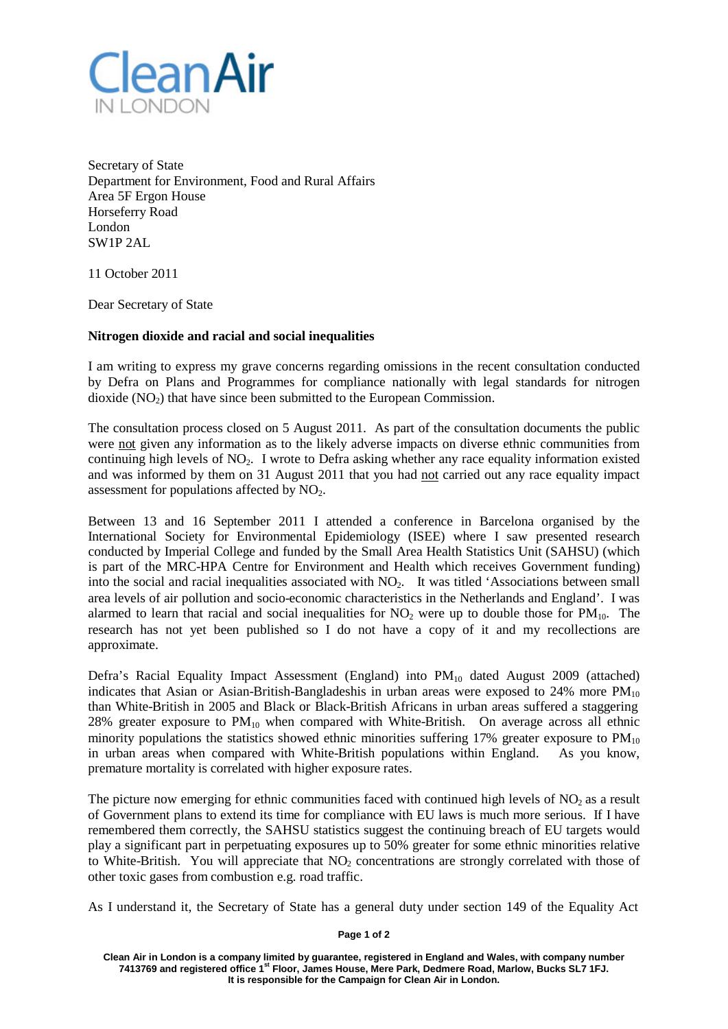Clean Air
IN LONDON

Secretary of State
Department for Environment, Food and Rural Affairs
Area 5F Ergon House
Horseferry Road
London
SW1P 2AL

11 October 2011

Dear Secretary of State

**Nitrogen dioxide and racial and social inequalities**

I am writing to express my grave concerns regarding omissions in the recent consultation conducted by Defra on Plans and Programmes for compliance nationally with legal standards for nitrogen dioxide ($NO_2$) that have since been submitted to the European Commission.

The consultation process closed on 5 August 2011. As part of the consultation documents the public were not given any information as to the likely adverse impacts on diverse ethnic communities from continuing high levels of $NO_2$. I wrote to Defra asking whether any race equality information existed and was informed by them on 31 August 2011 that you had not carried out any race equality impact assessment for populations affected by $NO_2$.

Between 13 and 16 September 2011 I attended a conference in Barcelona organised by the International Society for Environmental Epidemiology (ISEE) where I saw presented research conducted by Imperial College and funded by the Small Area Health Statistics Unit (SAHSU) (which is part of the MRC-HPA Centre for Environment and Health which receives Government funding) into the social and racial inequalities associated with $NO_2$. It was titled 'Associations between small area levels of air pollution and socio-economic characteristics in the Netherlands and England'. I was alarmed to learn that racial and social inequalities for $NO_2$ were up to double those for $PM_{10}$. The research has not yet been published so I do not have a copy of it and my recollections are approximate.

Defra's Racial Equality Impact Assessment (England) into $PM_{10}$ dated August 2009 (attached) indicates that Asian or Asian-British-Bangladeshis in urban areas were exposed to 24% more $PM_{10}$ than White-British in 2005 and Black or Black-British Africans in urban areas suffered a staggering 28% greater exposure to $PM_{10}$ when compared with White-British. On average across all ethnic minority populations the statistics showed ethnic minorities suffering 17% greater exposure to $PM_{10}$ in urban areas when compared with White-British populations within England. As you know, premature mortality is correlated with higher exposure rates.

The picture now emerging for ethnic communities faced with continued high levels of $NO_2$ as a result of Government plans to extend its time for compliance with EU laws is much more serious. If I have remembered them correctly, the SAHSU statistics suggest the continuing breach of EU targets would play a significant part in perpetuating exposures up to 50% greater for some ethnic minorities relative to White-British. You will appreciate that $NO_2$ concentrations are strongly correlated with those of other toxic gases from combustion e.g. road traffic.

As I understand it, the Secretary of State has a general duty under section 149 of the Equality Act

Clean Air in London is a company limited by guarantee, registered in England and Wales, with company number 7413769 and registered office 1st Floor, James House, Mere Park, Dedmere Road, Marlow, Bucks SL7 1FJ. It is responsible for the Campaign for Clean Air in London.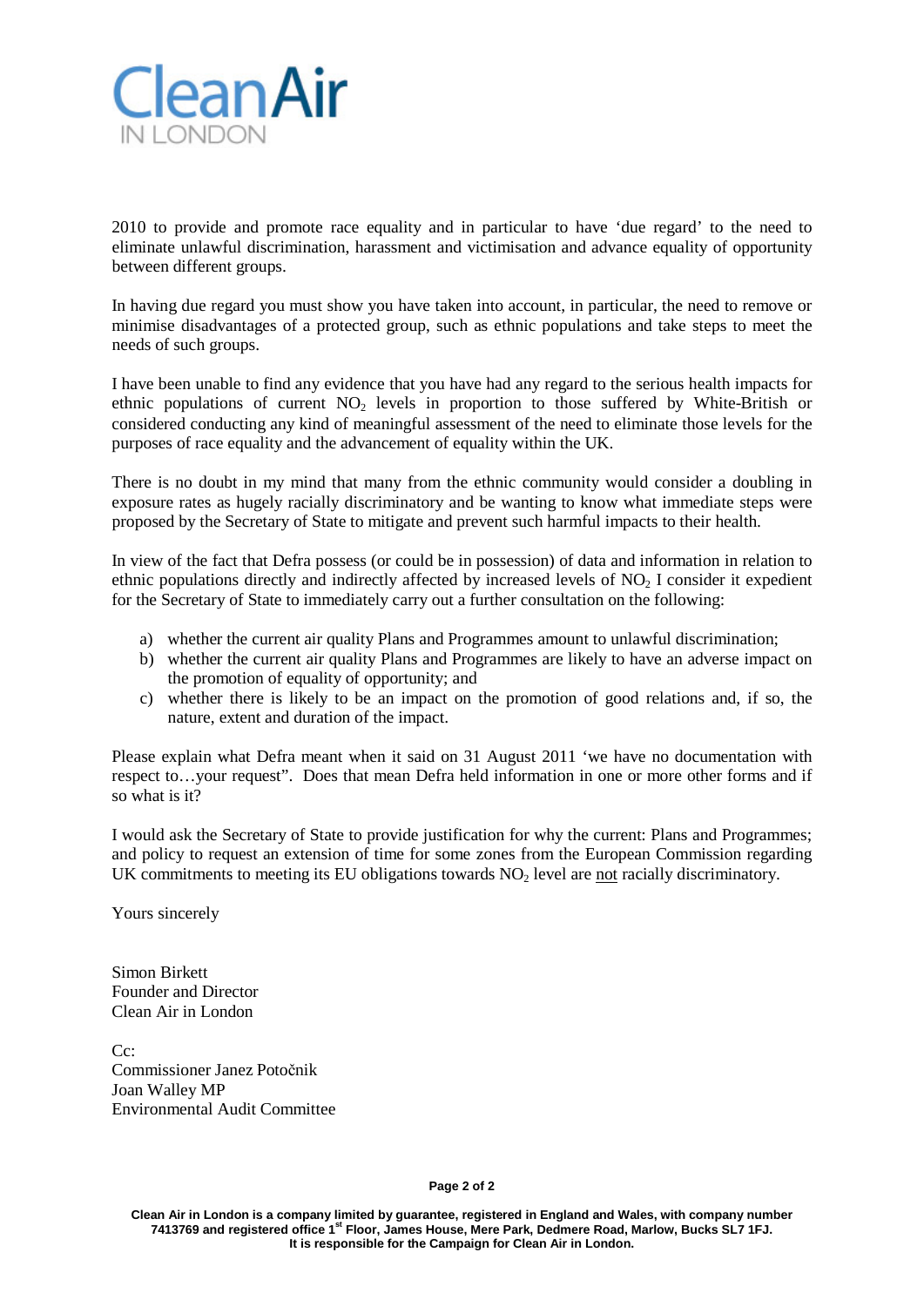2010 to provide and promote race equality and in particular to have 'due regard' to the need to eliminate unlawful discrimination, harassment and victimisation and advance equality of opportunity between different groups.

In having due regard you must show you have taken into account, in particular, the need to remove or minimise disadvantages of a protected group, such as ethnic populations and take steps to meet the needs of such groups.

I have been unable to find any evidence that you have had any regard to the serious health impacts for ethnic populations of current $NO_2$ levels in proportion to those suffered by White-British or considered conducting any kind of meaningful assessment of the need to eliminate those levels for the purposes of race equality and the advancement of equality within the UK.

There is no doubt in my mind that many from the ethnic community would consider a doubling in exposure rates as hugely racially discriminatory and be wanting to know what immediate steps were proposed by the Secretary of State to mitigate and prevent such harmful impacts to their health.

In view of the fact that Defra possess (or could be in possession) of data and information in relation to ethnic populations directly and indirectly affected by increased levels of $NO_2$ I consider it expedient for the Secretary of State to immediately carry out a further consultation on the following:

a) whether the current air quality Plans and Programmes amount to unlawful discrimination;
b) whether the current air quality Plans and Programmes are likely to have an adverse impact on the promotion of equality of opportunity; and
c) whether there is likely to be an impact on the promotion of good relations and, if so, the nature, extent and duration of the impact.

Please explain what Defra meant when it said on 31 August 2011 'we have no documentation with respect to…your request". Does that mean Defra held information in one or more other forms and if so what is it?

I would ask the Secretary of State to provide justification for why the current: Plans and Programmes; and policy to request an extension of time for some zones from the European Commission regarding UK commitments to meeting its EU obligations towards $NO_2$ level are <u>not</u> racially discriminatory.

Yours sincerely

Simon Birkett
Founder and Director
Clean Air in London

Cc:
Commissioner Janez Potočnik
Joan Walley MP
Environmental Audit Committee

**Clean Air in London is a company limited by guarantee, registered in England and Wales, with company number 7413769 and registered office 1st Floor, James House, Mere Park, Dedmere Road, Marlow, Bucks SL7 1FJ. It is responsible for the Campaign for Clean Air in London.**